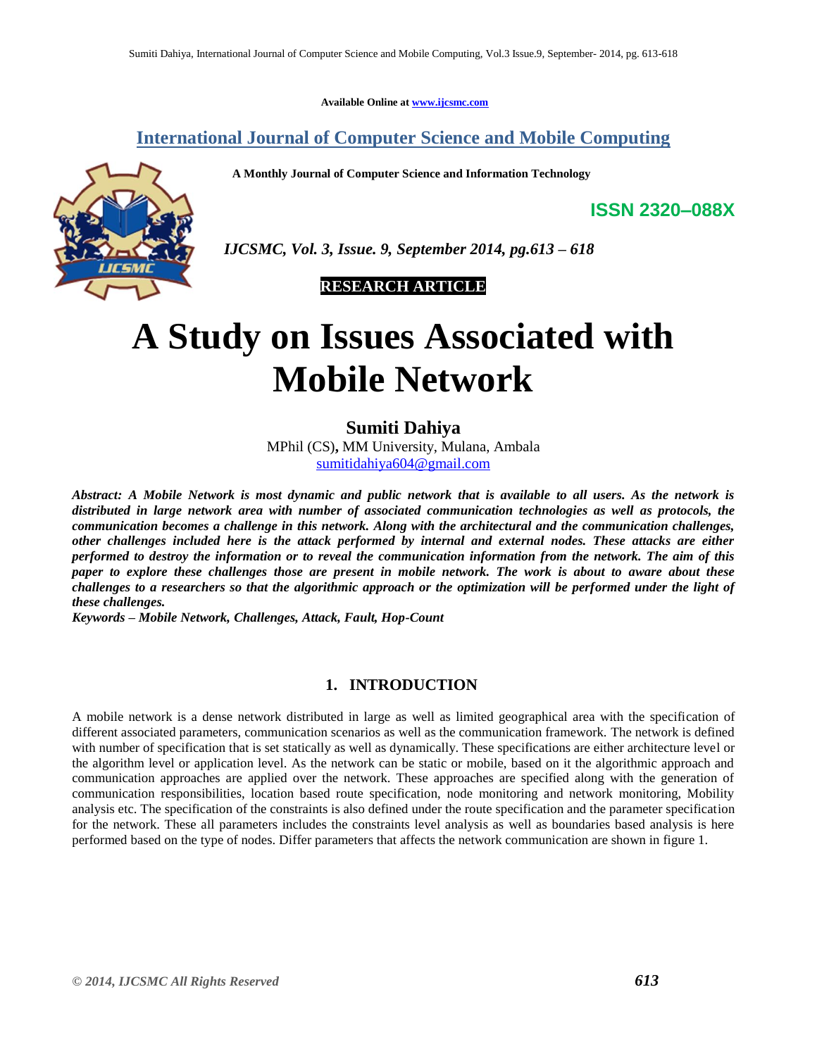Available Online at www.ijcsmc.com

## International Journal of Computer Science and Mobile Computing

**A Monthly Journal of Computer Science and Information Technology**

**ISSN 2320–088X**

***IJCSMC, Vol. 3, Issue. 9, September 2014, pg.613 – 618***

**RESEARCH ARTICLE**

# A Study on Issues Associated with Mobile Network

**Sumiti Dahiya**

MPhil (CS)**,** MM University, Mulana, Ambala
sumitidahiya604@gmail.com

***Abstract: A Mobile Network is most dynamic and public network that is available to all users. As the network is distributed in large network area with number of associated communication technologies as well as protocols, the communication becomes a challenge in this network. Along with the architectural and the communication challenges, other challenges included here is the attack performed by internal and external nodes. These attacks are either performed to destroy the information or to reveal the communication information from the network. The aim of this paper to explore these challenges those are present in mobile network. The work is about to aware about these challenges to a researchers so that the algorithmic approach or the optimization will be performed under the light of these challenges.***

***Keywords – Mobile Network, Challenges, Attack, Fault, Hop-Count***

## 1. INTRODUCTION

A mobile network is a dense network distributed in large as well as limited geographical area with the specification of different associated parameters, communication scenarios as well as the communication framework. The network is defined with number of specification that is set statically as well as dynamically. These specifications are either architecture level or the algorithm level or application level. As the network can be static or mobile, based on it the algorithmic approach and communication approaches are applied over the network. These approaches are specified along with the generation of communication responsibilities, location based route specification, node monitoring and network monitoring, Mobility analysis etc. The specification of the constraints is also defined under the route specification and the parameter specification for the network. These all parameters includes the constraints level analysis as well as boundaries based analysis is here performed based on the type of nodes. Differ parameters that affects the network communication are shown in figure 1.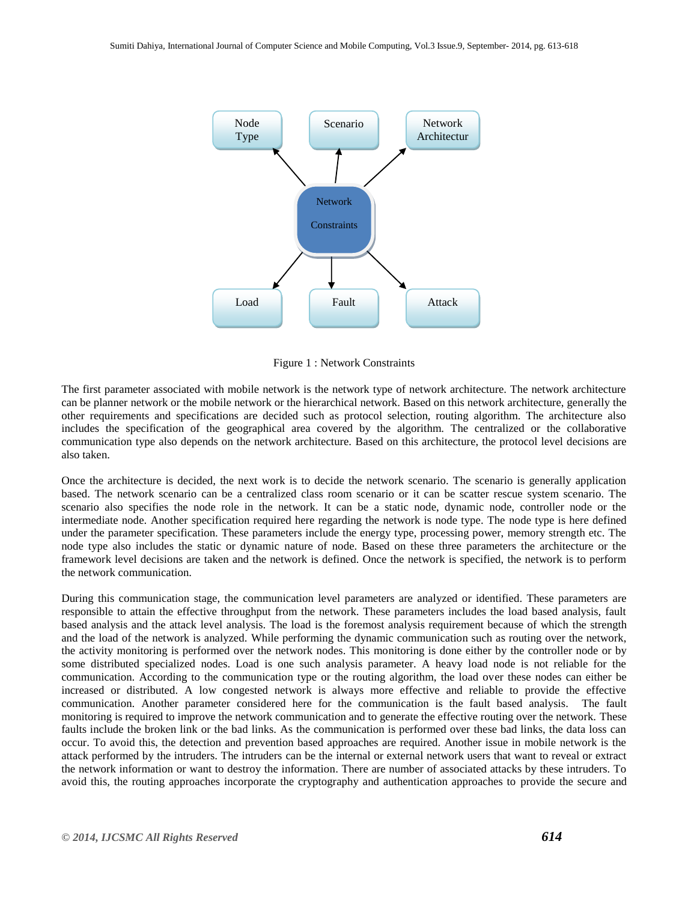Figure 1 : Network Constraints

The first parameter associated with mobile network is the network type of network architecture. The network architecture can be planner network or the mobile network or the hierarchical network. Based on this network architecture, generally the other requirements and specifications are decided such as protocol selection, routing algorithm. The architecture also includes the specification of the geographical area covered by the algorithm. The centralized or the collaborative communication type also depends on the network architecture. Based on this architecture, the protocol level decisions are also taken.

Once the architecture is decided, the next work is to decide the network scenario. The scenario is generally application based. The network scenario can be a centralized class room scenario or it can be scatter rescue system scenario. The scenario also specifies the node role in the network. It can be a static node, dynamic node, controller node or the intermediate node. Another specification required here regarding the network is node type. The node type is here defined under the parameter specification. These parameters include the energy type, processing power, memory strength etc. The node type also includes the static or dynamic nature of node. Based on these three parameters the architecture or the framework level decisions are taken and the network is defined. Once the network is specified, the network is to perform the network communication.

During this communication stage, the communication level parameters are analyzed or identified. These parameters are responsible to attain the effective throughput from the network. These parameters includes the load based analysis, fault based analysis and the attack level analysis. The load is the foremost analysis requirement because of which the strength and the load of the network is analyzed. While performing the dynamic communication such as routing over the network, the activity monitoring is performed over the network nodes. This monitoring is done either by the controller node or by some distributed specialized nodes. Load is one such analysis parameter. A heavy load node is not reliable for the communication. According to the communication type or the routing algorithm, the load over these nodes can either be increased or distributed. A low congested network is always more effective and reliable to provide the effective communication. Another parameter considered here for the communication is the fault based analysis. The fault monitoring is required to improve the network communication and to generate the effective routing over the network. These faults include the broken link or the bad links. As the communication is performed over these bad links, the data loss can occur. To avoid this, the detection and prevention based approaches are required. Another issue in mobile network is the attack performed by the intruders. The intruders can be the internal or external network users that want to reveal or extract the network information or want to destroy the information. There are number of associated attacks by these intruders. To avoid this, the routing approaches incorporate the cryptography and authentication approaches to provide the secure and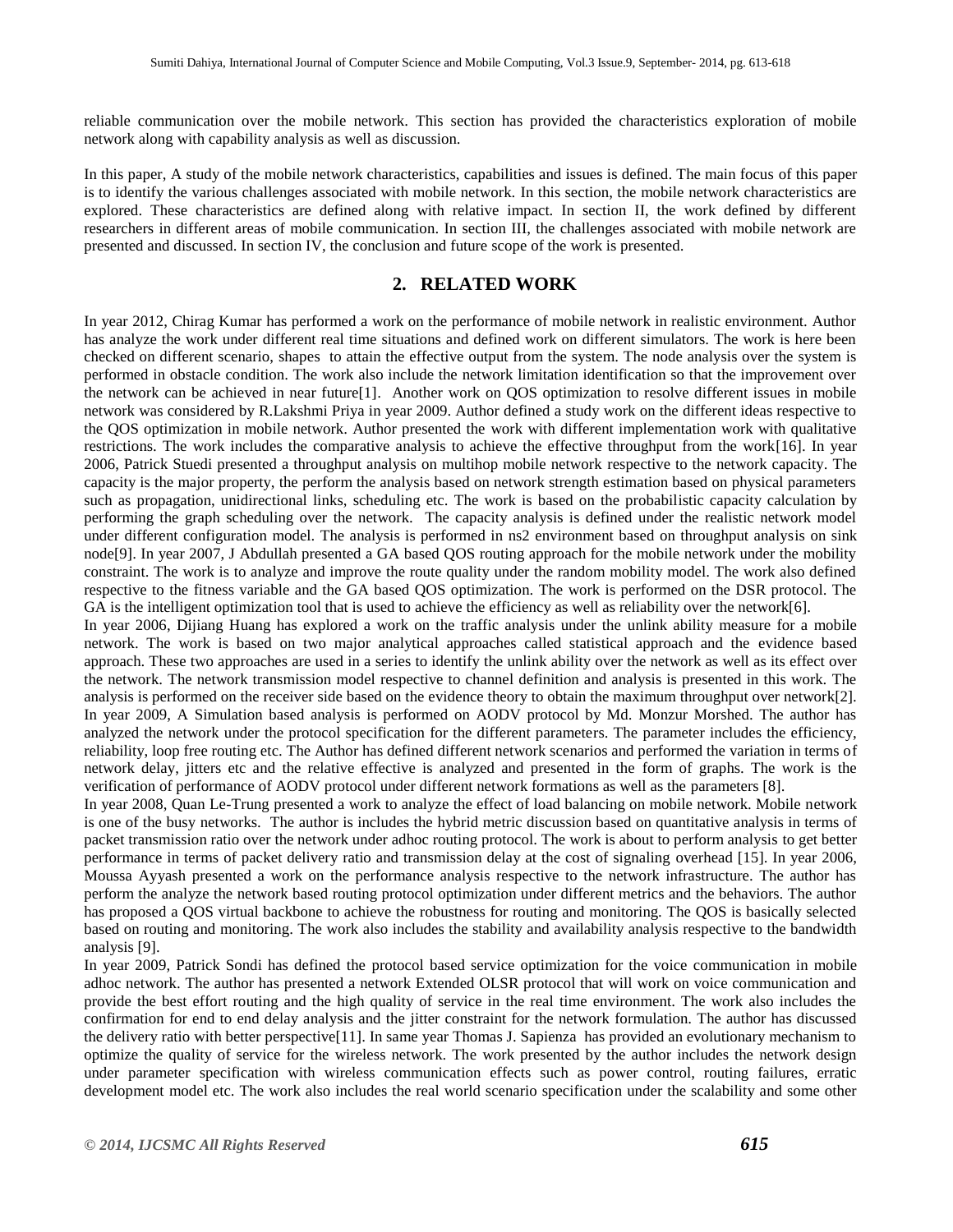reliable communication over the mobile network. This section has provided the characteristics exploration of mobile network along with capability analysis as well as discussion.

In this paper, A study of the mobile network characteristics, capabilities and issues is defined. The main focus of this paper is to identify the various challenges associated with mobile network. In this section, the mobile network characteristics are explored. These characteristics are defined along with relative impact. In section II, the work defined by different researchers in different areas of mobile communication. In section III, the challenges associated with mobile network are presented and discussed. In section IV, the conclusion and future scope of the work is presented.

## 2. RELATED WORK

In year 2012, Chirag Kumar has performed a work on the performance of mobile network in realistic environment. Author has analyze the work under different real time situations and defined work on different simulators. The work is here been checked on different scenario, shapes to attain the effective output from the system. The node analysis over the system is performed in obstacle condition. The work also include the network limitation identification so that the improvement over the network can be achieved in near future[1]. Another work on QOS optimization to resolve different issues in mobile network was considered by R.Lakshmi Priya in year 2009. Author defined a study work on the different ideas respective to the QOS optimization in mobile network. Author presented the work with different implementation work with qualitative restrictions. The work includes the comparative analysis to achieve the effective throughput from the work[16]. In year 2006, Patrick Stuedi presented a throughput analysis on multihop mobile network respective to the network capacity. The capacity is the major property, the perform the analysis based on network strength estimation based on physical parameters such as propagation, unidirectional links, scheduling etc. The work is based on the probabilistic capacity calculation by performing the graph scheduling over the network. The capacity analysis is defined under the realistic network model under different configuration model. The analysis is performed in ns2 environment based on throughput analysis on sink node[9]. In year 2007, J Abdullah presented a GA based QOS routing approach for the mobile network under the mobility constraint. The work is to analyze and improve the route quality under the random mobility model. The work also defined respective to the fitness variable and the GA based QOS optimization. The work is performed on the DSR protocol. The GA is the intelligent optimization tool that is used to achieve the efficiency as well as reliability over the network[6].

In year 2006, Dijiang Huang has explored a work on the traffic analysis under the unlink ability measure for a mobile network. The work is based on two major analytical approaches called statistical approach and the evidence based approach. These two approaches are used in a series to identify the unlink ability over the network as well as its effect over the network. The network transmission model respective to channel definition and analysis is presented in this work. The analysis is performed on the receiver side based on the evidence theory to obtain the maximum throughput over network[2].

In year 2009, A Simulation based analysis is performed on AODV protocol by Md. Monzur Morshed. The author has analyzed the network under the protocol specification for the different parameters. The parameter includes the efficiency, reliability, loop free routing etc. The Author has defined different network scenarios and performed the variation in terms of network delay, jitters etc and the relative effective is analyzed and presented in the form of graphs. The work is the verification of performance of AODV protocol under different network formations as well as the parameters [8].

In year 2008, Quan Le-Trung presented a work to analyze the effect of load balancing on mobile network. Mobile network is one of the busy networks. The author is includes the hybrid metric discussion based on quantitative analysis in terms of packet transmission ratio over the network under adhoc routing protocol. The work is about to perform analysis to get better performance in terms of packet delivery ratio and transmission delay at the cost of signaling overhead [15]. In year 2006, Moussa Ayyash presented a work on the performance analysis respective to the network infrastructure. The author has perform the analyze the network based routing protocol optimization under different metrics and the behaviors. The author has proposed a QOS virtual backbone to achieve the robustness for routing and monitoring. The QOS is basically selected based on routing and monitoring. The work also includes the stability and availability analysis respective to the bandwidth analysis [9].

In year 2009, Patrick Sondi has defined the protocol based service optimization for the voice communication in mobile adhoc network. The author has presented a network Extended OLSR protocol that will work on voice communication and provide the best effort routing and the high quality of service in the real time environment. The work also includes the confirmation for end to end delay analysis and the jitter constraint for the network formulation. The author has discussed the delivery ratio with better perspective[11]. In same year Thomas J. Sapienza has provided an evolutionary mechanism to optimize the quality of service for the wireless network. The work presented by the author includes the network design under parameter specification with wireless communication effects such as power control, routing failures, erratic development model etc. The work also includes the real world scenario specification under the scalability and some other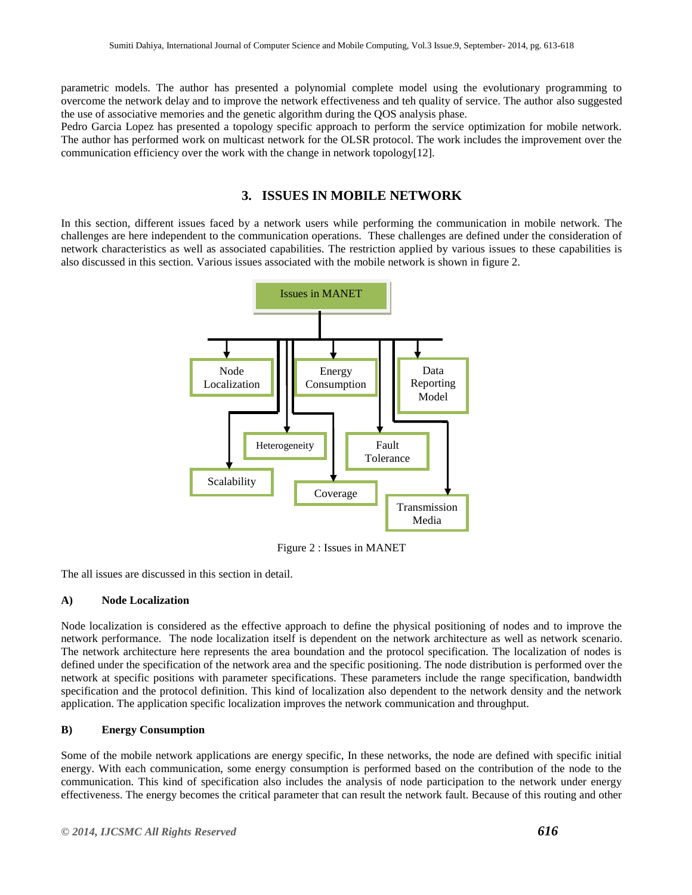parametric models. The author has presented a polynomial complete model using the evolutionary programming to overcome the network delay and to improve the network effectiveness and teh quality of service. The author also suggested the use of associative memories and the genetic algorithm during the QOS analysis phase.

Pedro Garcia Lopez has presented a topology specific approach to perform the service optimization for mobile network. The author has performed work on multicast network for the OLSR protocol. The work includes the improvement over the communication efficiency over the work with the change in network topology[12].

## 3. ISSUES IN MOBILE NETWORK

In this section, different issues faced by a network users while performing the communication in mobile network. The challenges are here independent to the communication operations. These challenges are defined under the consideration of network characteristics as well as associated capabilities. The restriction applied by various issues to these capabilities is also discussed in this section. Various issues associated with the mobile network is shown in figure 2.

Issues in MANET

Node Localization, Energy Consumption, Data Reporting Model, Heterogeneity, Fault Tolerance, Scalability, Coverage, Transmission Media

Figure 2 : Issues in MANET

The all issues are discussed in this section in detail.

### A) Node Localization

Node localization is considered as the effective approach to define the physical positioning of nodes and to improve the network performance. The node localization itself is dependent on the network architecture as well as network scenario. The network architecture here represents the area boundation and the protocol specification. The localization of nodes is defined under the specification of the network area and the specific positioning. The node distribution is performed over the network at specific positions with parameter specifications. These parameters include the range specification, bandwidth specification and the protocol definition. This kind of localization also dependent to the network density and the network application. The application specific localization improves the network communication and throughput.

### B) Energy Consumption

Some of the mobile network applications are energy specific, In these networks, the node are defined with specific initial energy. With each communication, some energy consumption is performed based on the contribution of the node to the communication. This kind of specification also includes the analysis of node participation to the network under energy effectiveness. The energy becomes the critical parameter that can result the network fault. Because of this routing and other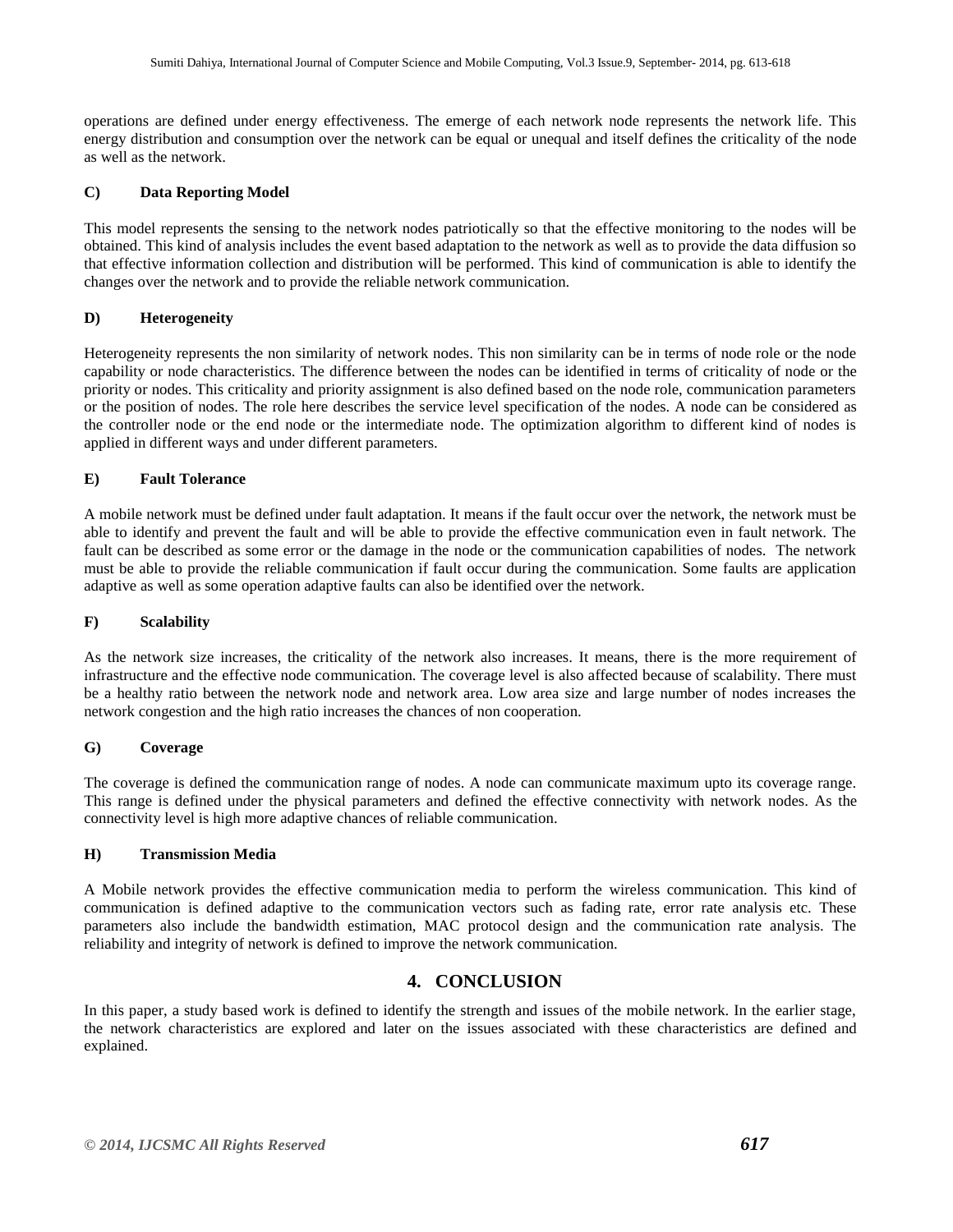operations are defined under energy effectiveness. The emerge of each network node represents the network life. This energy distribution and consumption over the network can be equal or unequal and itself defines the criticality of the node as well as the network.

### C) Data Reporting Model

This model represents the sensing to the network nodes patriotically so that the effective monitoring to the nodes will be obtained. This kind of analysis includes the event based adaptation to the network as well as to provide the data diffusion so that effective information collection and distribution will be performed. This kind of communication is able to identify the changes over the network and to provide the reliable network communication.

### D) Heterogeneity

Heterogeneity represents the non similarity of network nodes. This non similarity can be in terms of node role or the node capability or node characteristics. The difference between the nodes can be identified in terms of criticality of node or the priority or nodes. This criticality and priority assignment is also defined based on the node role, communication parameters or the position of nodes. The role here describes the service level specification of the nodes. A node can be considered as the controller node or the end node or the intermediate node. The optimization algorithm to different kind of nodes is applied in different ways and under different parameters.

### E) Fault Tolerance

A mobile network must be defined under fault adaptation. It means if the fault occur over the network, the network must be able to identify and prevent the fault and will be able to provide the effective communication even in fault network. The fault can be described as some error or the damage in the node or the communication capabilities of nodes. The network must be able to provide the reliable communication if fault occur during the communication. Some faults are application adaptive as well as some operation adaptive faults can also be identified over the network.

### F) Scalability

As the network size increases, the criticality of the network also increases. It means, there is the more requirement of infrastructure and the effective node communication. The coverage level is also affected because of scalability. There must be a healthy ratio between the network node and network area. Low area size and large number of nodes increases the network congestion and the high ratio increases the chances of non cooperation.

### G) Coverage

The coverage is defined the communication range of nodes. A node can communicate maximum upto its coverage range. This range is defined under the physical parameters and defined the effective connectivity with network nodes. As the connectivity level is high more adaptive chances of reliable communication.

### H) Transmission Media

A Mobile network provides the effective communication media to perform the wireless communication. This kind of communication is defined adaptive to the communication vectors such as fading rate, error rate analysis etc. These parameters also include the bandwidth estimation, MAC protocol design and the communication rate analysis. The reliability and integrity of network is defined to improve the network communication.

## 4. CONCLUSION

In this paper, a study based work is defined to identify the strength and issues of the mobile network. In the earlier stage, the network characteristics are explored and later on the issues associated with these characteristics are defined and explained.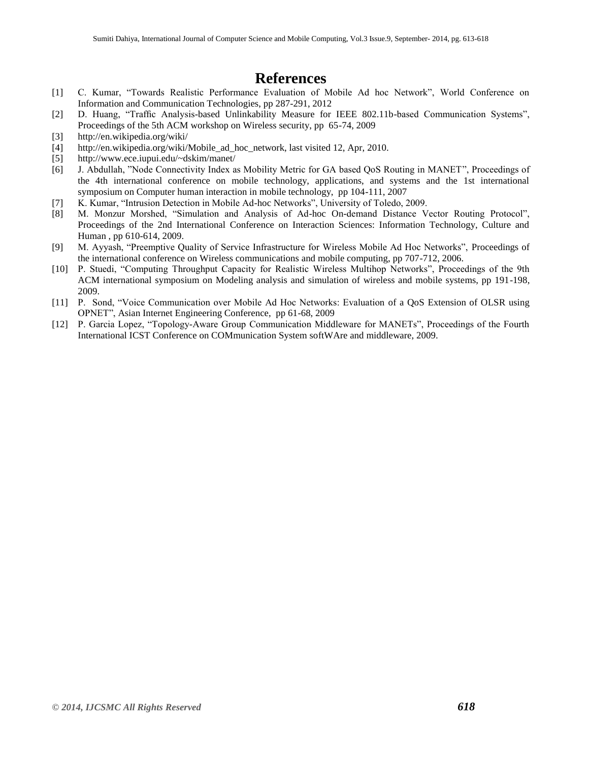# References

[1] C. Kumar, "Towards Realistic Performance Evaluation of Mobile Ad hoc Network", World Conference on Information and Communication Technologies, pp 287-291, 2012

[2] D. Huang, "Traffic Analysis-based Unlinkability Measure for IEEE 802.11b-based Communication Systems", Proceedings of the 5th ACM workshop on Wireless security, pp 65-74, 2009

[3] http://en.wikipedia.org/wiki/

[4] http://en.wikipedia.org/wiki/Mobile_ad_hoc_network, last visited 12, Apr, 2010.

[5] http://www.ece.iupui.edu/~dskim/manet/

[6] J. Abdullah, "Node Connectivity Index as Mobility Metric for GA based QoS Routing in MANET", Proceedings of the 4th international conference on mobile technology, applications, and systems and the 1st international symposium on Computer human interaction in mobile technology, pp 104-111, 2007

[7] K. Kumar, "Intrusion Detection in Mobile Ad-hoc Networks", University of Toledo, 2009.

[8] M. Monzur Morshed, "Simulation and Analysis of Ad-hoc On-demand Distance Vector Routing Protocol", Proceedings of the 2nd International Conference on Interaction Sciences: Information Technology, Culture and Human , pp 610-614, 2009.

[9] M. Ayyash, "Preemptive Quality of Service Infrastructure for Wireless Mobile Ad Hoc Networks", Proceedings of the international conference on Wireless communications and mobile computing, pp 707-712, 2006.

[10] P. Stuedi, "Computing Throughput Capacity for Realistic Wireless Multihop Networks", Proceedings of the 9th ACM international symposium on Modeling analysis and simulation of wireless and mobile systems, pp 191-198, 2009.

[11] P. Sond, "Voice Communication over Mobile Ad Hoc Networks: Evaluation of a QoS Extension of OLSR using OPNET", Asian Internet Engineering Conference, pp 61-68, 2009

[12] P. Garcia Lopez, "Topology-Aware Group Communication Middleware for MANETs", Proceedings of the Fourth International ICST Conference on COMmunication System softWAre and middleware, 2009.